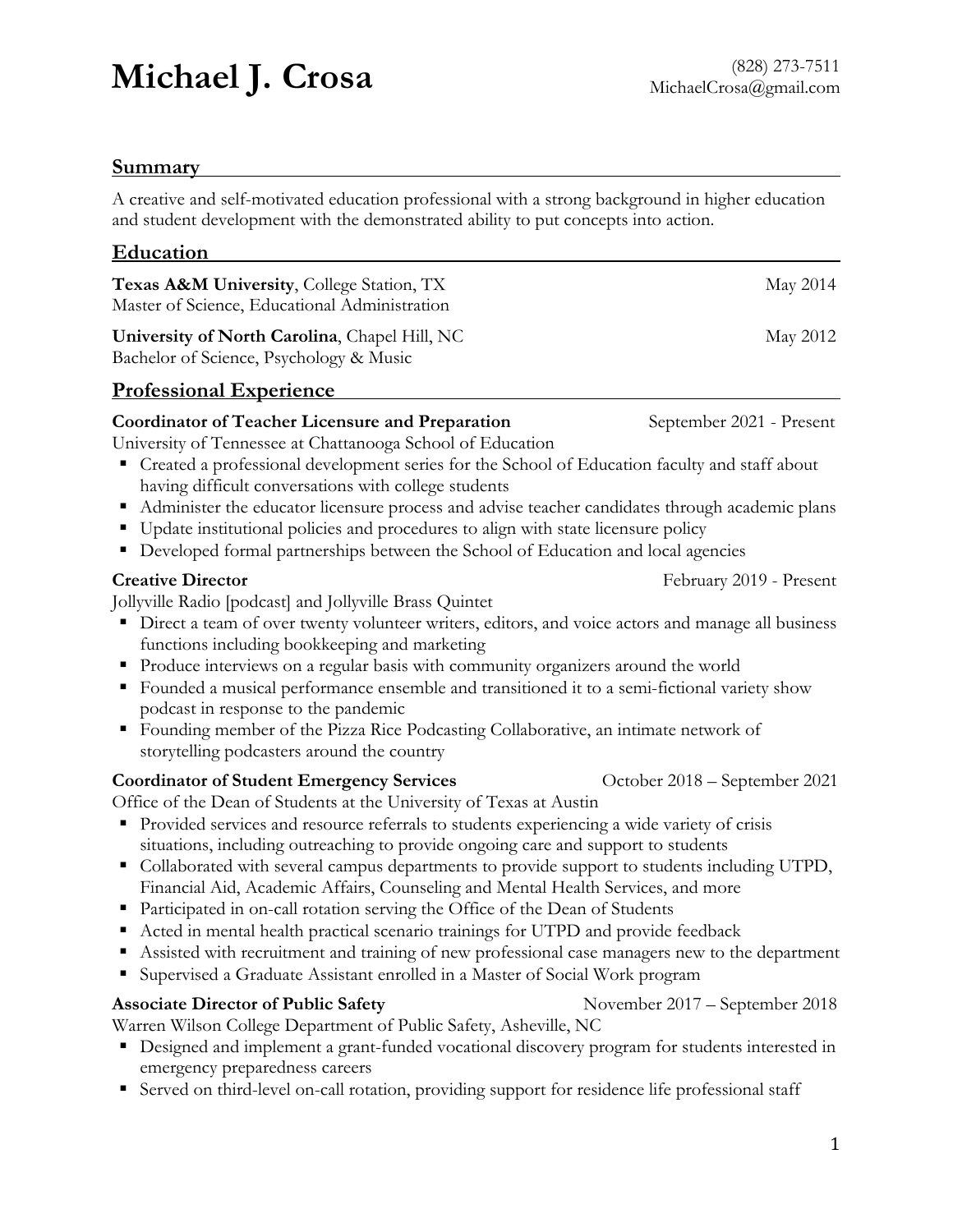# Michael J. Crosa

(828) 273-7511
MichaelCrosa@gmail.com

## Summary

A creative and self-motivated education professional with a strong background in higher education and student development with the demonstrated ability to put concepts into action.

## Education

**Texas A&M University**, College Station, TX — May 2014
Master of Science, Educational Administration

**University of North Carolina**, Chapel Hill, NC — May 2012
Bachelor of Science, Psychology & Music

## Professional Experience

**Coordinator of Teacher Licensure and Preparation** — September 2021 - Present
University of Tennessee at Chattanooga School of Education

- Created a professional development series for the School of Education faculty and staff about having difficult conversations with college students
- Administer the educator licensure process and advise teacher candidates through academic plans
- Update institutional policies and procedures to align with state licensure policy
- Developed formal partnerships between the School of Education and local agencies

**Creative Director** — February 2019 - Present
Jollyville Radio [podcast] and Jollyville Brass Quintet

- Direct a team of over twenty volunteer writers, editors, and voice actors and manage all business functions including bookkeeping and marketing
- Produce interviews on a regular basis with community organizers around the world
- Founded a musical performance ensemble and transitioned it to a semi-fictional variety show podcast in response to the pandemic
- Founding member of the Pizza Rice Podcasting Collaborative, an intimate network of storytelling podcasters around the country

**Coordinator of Student Emergency Services** — October 2018 – September 2021
Office of the Dean of Students at the University of Texas at Austin

- Provided services and resource referrals to students experiencing a wide variety of crisis situations, including outreaching to provide ongoing care and support to students
- Collaborated with several campus departments to provide support to students including UTPD, Financial Aid, Academic Affairs, Counseling and Mental Health Services, and more
- Participated in on-call rotation serving the Office of the Dean of Students
- Acted in mental health practical scenario trainings for UTPD and provide feedback
- Assisted with recruitment and training of new professional case managers new to the department
- Supervised a Graduate Assistant enrolled in a Master of Social Work program

**Associate Director of Public Safety** — November 2017 – September 2018
Warren Wilson College Department of Public Safety, Asheville, NC

- Designed and implement a grant-funded vocational discovery program for students interested in emergency preparedness careers
- Served on third-level on-call rotation, providing support for residence life professional staff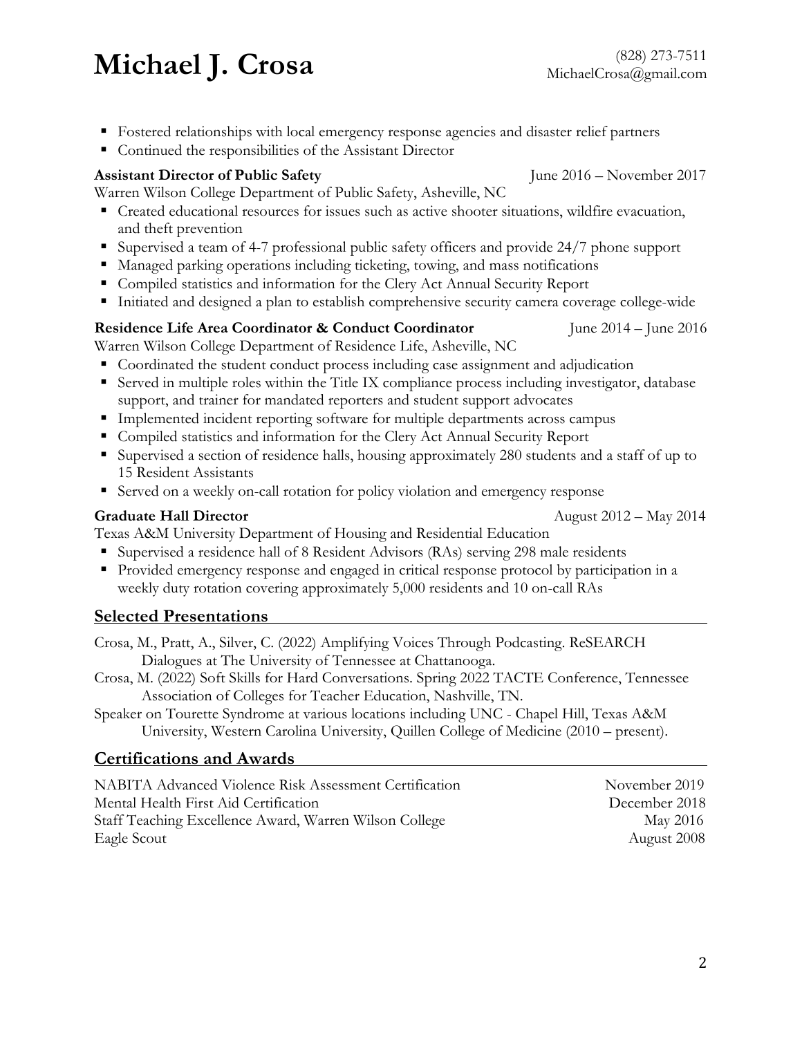# Michael J. Crosa

(828) 273-7511
MichaelCrosa@gmail.com

- Fostered relationships with local emergency response agencies and disaster relief partners
- Continued the responsibilities of the Assistant Director

**Assistant Director of Public Safety** June 2016 – November 2017
Warren Wilson College Department of Public Safety, Asheville, NC

- Created educational resources for issues such as active shooter situations, wildfire evacuation, and theft prevention
- Supervised a team of 4-7 professional public safety officers and provide 24/7 phone support
- Managed parking operations including ticketing, towing, and mass notifications
- Compiled statistics and information for the Clery Act Annual Security Report
- Initiated and designed a plan to establish comprehensive security camera coverage college-wide

**Residence Life Area Coordinator & Conduct Coordinator** June 2014 – June 2016
Warren Wilson College Department of Residence Life, Asheville, NC

- Coordinated the student conduct process including case assignment and adjudication
- Served in multiple roles within the Title IX compliance process including investigator, database support, and trainer for mandated reporters and student support advocates
- Implemented incident reporting software for multiple departments across campus
- Compiled statistics and information for the Clery Act Annual Security Report
- Supervised a section of residence halls, housing approximately 280 students and a staff of up to 15 Resident Assistants
- Served on a weekly on-call rotation for policy violation and emergency response

**Graduate Hall Director** August 2012 – May 2014
Texas A&M University Department of Housing and Residential Education

- Supervised a residence hall of 8 Resident Advisors (RAs) serving 298 male residents
- Provided emergency response and engaged in critical response protocol by participation in a weekly duty rotation covering approximately 5,000 residents and 10 on-call RAs

## Selected Presentations

Crosa, M., Pratt, A., Silver, C. (2022) Amplifying Voices Through Podcasting. ReSEARCH Dialogues at The University of Tennessee at Chattanooga.

Crosa, M. (2022) Soft Skills for Hard Conversations. Spring 2022 TACTE Conference, Tennessee Association of Colleges for Teacher Education, Nashville, TN.

Speaker on Tourette Syndrome at various locations including UNC - Chapel Hill, Texas A&M University, Western Carolina University, Quillen College of Medicine (2010 – present).

## Certifications and Awards

| | |
|---|---|
| NABITA Advanced Violence Risk Assessment Certification | November 2019 |
| Mental Health First Aid Certification | December 2018 |
| Staff Teaching Excellence Award, Warren Wilson College | May 2016 |
| Eagle Scout | August 2008 |